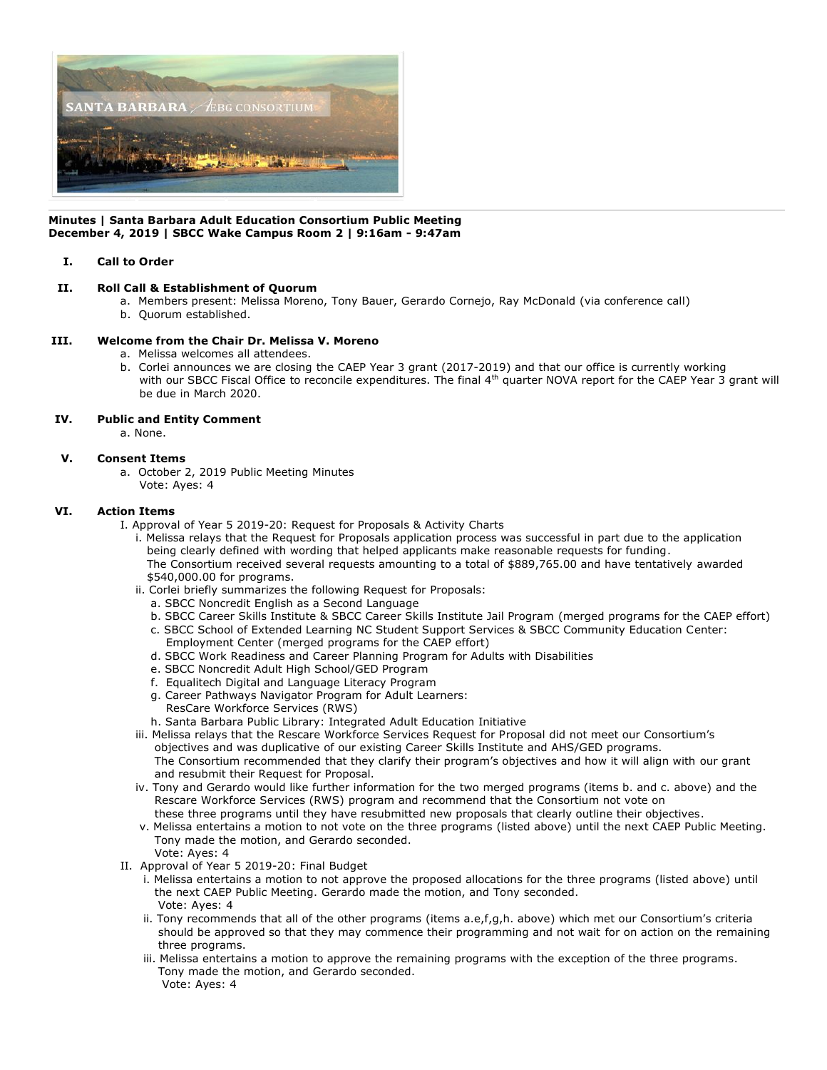**Minutes | Santa Barbara Adult Education Consortium Public Meeting**
**December 4, 2019 | SBCC Wake Campus Room 2 | 9:16am - 9:47am**

I. **Call to Order**

II. **Roll Call & Establishment of Quorum**
   a. Members present: Melissa Moreno, Tony Bauer, Gerardo Cornejo, Ray McDonald (via conference call)
   b. Quorum established.

III. **Welcome from the Chair Dr. Melissa V. Moreno**
   a. Melissa welcomes all attendees.
   b. Corlei announces we are closing the CAEP Year 3 grant (2017-2019) and that our office is currently working with our SBCC Fiscal Office to reconcile expenditures. The final 4th quarter NOVA report for the CAEP Year 3 grant will be due in March 2020.

IV. **Public and Entity Comment**
   a. None.

V. **Consent Items**
   a. October 2, 2019 Public Meeting Minutes
   Vote: Ayes: 4

VI. **Action Items**
   I. Approval of Year 5 2019-20: Request for Proposals & Activity Charts
      i. Melissa relays that the Request for Proposals application process was successful in part due to the application being clearly defined with wording that helped applicants make reasonable requests for funding. The Consortium received several requests amounting to a total of $889,765.00 and have tentatively awarded $540,000.00 for programs.
      ii. Corlei briefly summarizes the following Request for Proposals:
         a. SBCC Noncredit English as a Second Language
         b. SBCC Career Skills Institute & SBCC Career Skills Institute Jail Program (merged programs for the CAEP effort)
         c. SBCC School of Extended Learning NC Student Support Services & SBCC Community Education Center: Employment Center (merged programs for the CAEP effort)
         d. SBCC Work Readiness and Career Planning Program for Adults with Disabilities
         e. SBCC Noncredit Adult High School/GED Program
         f. Equalitech Digital and Language Literacy Program
         g. Career Pathways Navigator Program for Adult Learners: ResCare Workforce Services (RWS)
         h. Santa Barbara Public Library: Integrated Adult Education Initiative
      iii. Melissa relays that the Rescare Workforce Services Request for Proposal did not meet our Consortium's objectives and was duplicative of our existing Career Skills Institute and AHS/GED programs. The Consortium recommended that they clarify their program's objectives and how it will align with our grant and resubmit their Request for Proposal.
      iv. Tony and Gerardo would like further information for the two merged programs (items b. and c. above) and the Rescare Workforce Services (RWS) program and recommend that the Consortium not vote on these three programs until they have resubmitted new proposals that clearly outline their objectives.
      v. Melissa entertains a motion to not vote on the three programs (listed above) until the next CAEP Public Meeting. Tony made the motion, and Gerardo seconded.
      Vote: Ayes: 4
   II. Approval of Year 5 2019-20: Final Budget
      i. Melissa entertains a motion to not approve the proposed allocations for the three programs (listed above) until the next CAEP Public Meeting. Gerardo made the motion, and Tony seconded.
      Vote: Ayes: 4
      ii. Tony recommends that all of the other programs (items a.e,f,g,h. above) which met our Consortium's criteria should be approved so that they may commence their programming and not wait for on action on the remaining three programs.
      iii. Melissa entertains a motion to approve the remaining programs with the exception of the three programs. Tony made the motion, and Gerardo seconded.
      Vote: Ayes: 4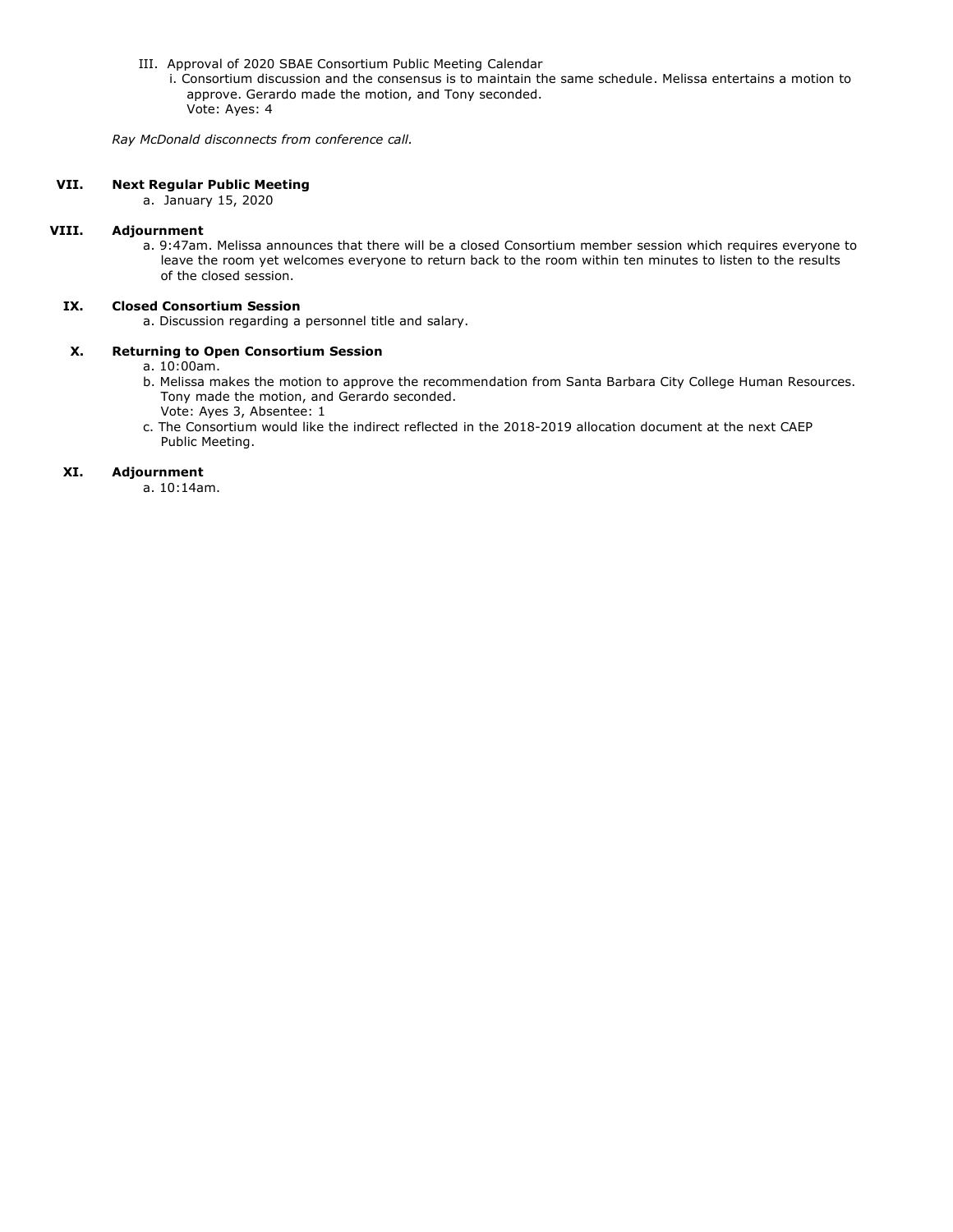III. Approval of 2020 SBAE Consortium Public Meeting Calendar
    i. Consortium discussion and the consensus is to maintain the same schedule. Melissa entertains a motion to approve. Gerardo made the motion, and Tony seconded.
       Vote: Ayes: 4

*Ray McDonald disconnects from conference call.*

**VII. Next Regular Public Meeting**

a. January 15, 2020

**VIII. Adjournment**

a. 9:47am. Melissa announces that there will be a closed Consortium member session which requires everyone to leave the room yet welcomes everyone to return back to the room within ten minutes to listen to the results of the closed session.

**IX. Closed Consortium Session**

a. Discussion regarding a personnel title and salary.

**X. Returning to Open Consortium Session**

a. 10:00am.
b. Melissa makes the motion to approve the recommendation from Santa Barbara City College Human Resources. Tony made the motion, and Gerardo seconded.
   Vote: Ayes 3, Absentee: 1
c. The Consortium would like the indirect reflected in the 2018-2019 allocation document at the next CAEP Public Meeting.

**XI. Adjournment**

a. 10:14am.